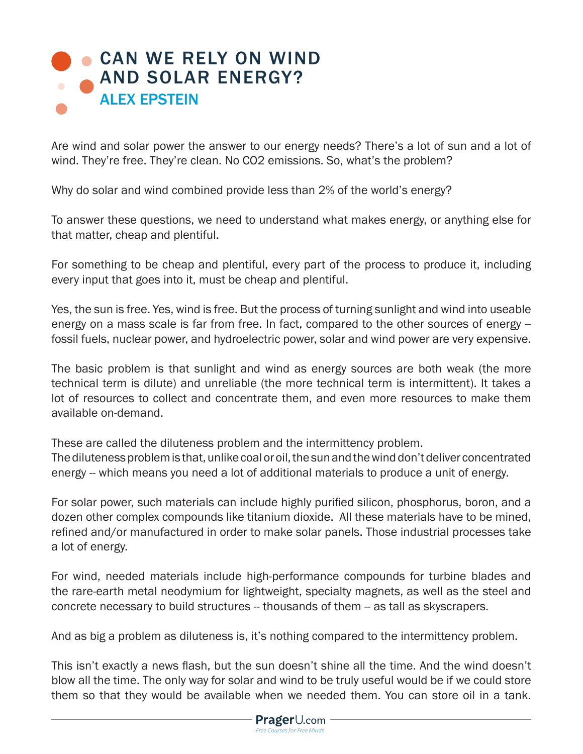# CAN WE RELY ON WIND AND SOLAR ENERGY?

## ALEX EPSTEIN

Are wind and solar power the answer to our energy needs? There's a lot of sun and a lot of wind. They're free. They're clean. No CO2 emissions. So, what's the problem?

Why do solar and wind combined provide less than 2% of the world's energy?

To answer these questions, we need to understand what makes energy, or anything else for that matter, cheap and plentiful.

For something to be cheap and plentiful, every part of the process to produce it, including every input that goes into it, must be cheap and plentiful.

Yes, the sun is free. Yes, wind is free. But the process of turning sunlight and wind into useable energy on a mass scale is far from free. In fact, compared to the other sources of energy -- fossil fuels, nuclear power, and hydroelectric power, solar and wind power are very expensive.

The basic problem is that sunlight and wind as energy sources are both weak (the more technical term is dilute) and unreliable (the more technical term is intermittent). It takes a lot of resources to collect and concentrate them, and even more resources to make them available on-demand.

These are called the diluteness problem and the intermittency problem.
The diluteness problem is that, unlike coal or oil, the sun and the wind don't deliver concentrated energy -- which means you need a lot of additional materials to produce a unit of energy.

For solar power, such materials can include highly purified silicon, phosphorus, boron, and a dozen other complex compounds like titanium dioxide. All these materials have to be mined, refined and/or manufactured in order to make solar panels. Those industrial processes take a lot of energy.

For wind, needed materials include high-performance compounds for turbine blades and the rare-earth metal neodymium for lightweight, specialty magnets, as well as the steel and concrete necessary to build structures -- thousands of them -- as tall as skyscrapers.

And as big a problem as diluteness is, it's nothing compared to the intermittency problem.

This isn't exactly a news flash, but the sun doesn't shine all the time. And the wind doesn't blow all the time. The only way for solar and wind to be truly useful would be if we could store them so that they would be available when we needed them. You can store oil in a tank.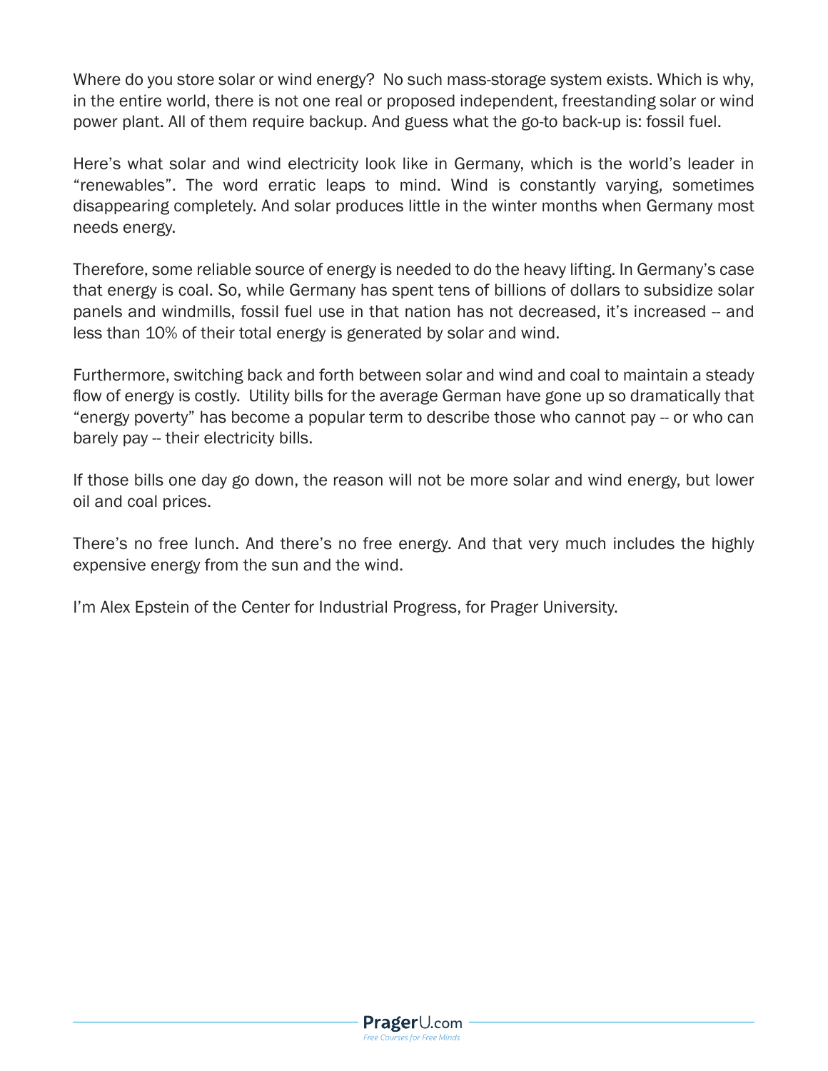Where do you store solar or wind energy? No such mass-storage system exists. Which is why, in the entire world, there is not one real or proposed independent, freestanding solar or wind power plant. All of them require backup. And guess what the go-to back-up is: fossil fuel.

Here's what solar and wind electricity look like in Germany, which is the world's leader in "renewables". The word erratic leaps to mind. Wind is constantly varying, sometimes disappearing completely. And solar produces little in the winter months when Germany most needs energy.

Therefore, some reliable source of energy is needed to do the heavy lifting. In Germany's case that energy is coal. So, while Germany has spent tens of billions of dollars to subsidize solar panels and windmills, fossil fuel use in that nation has not decreased, it's increased -- and less than 10% of their total energy is generated by solar and wind.

Furthermore, switching back and forth between solar and wind and coal to maintain a steady flow of energy is costly. Utility bills for the average German have gone up so dramatically that "energy poverty" has become a popular term to describe those who cannot pay -- or who can barely pay -- their electricity bills.

If those bills one day go down, the reason will not be more solar and wind energy, but lower oil and coal prices.

There's no free lunch. And there's no free energy. And that very much includes the highly expensive energy from the sun and the wind.

I'm Alex Epstein of the Center for Industrial Progress, for Prager University.